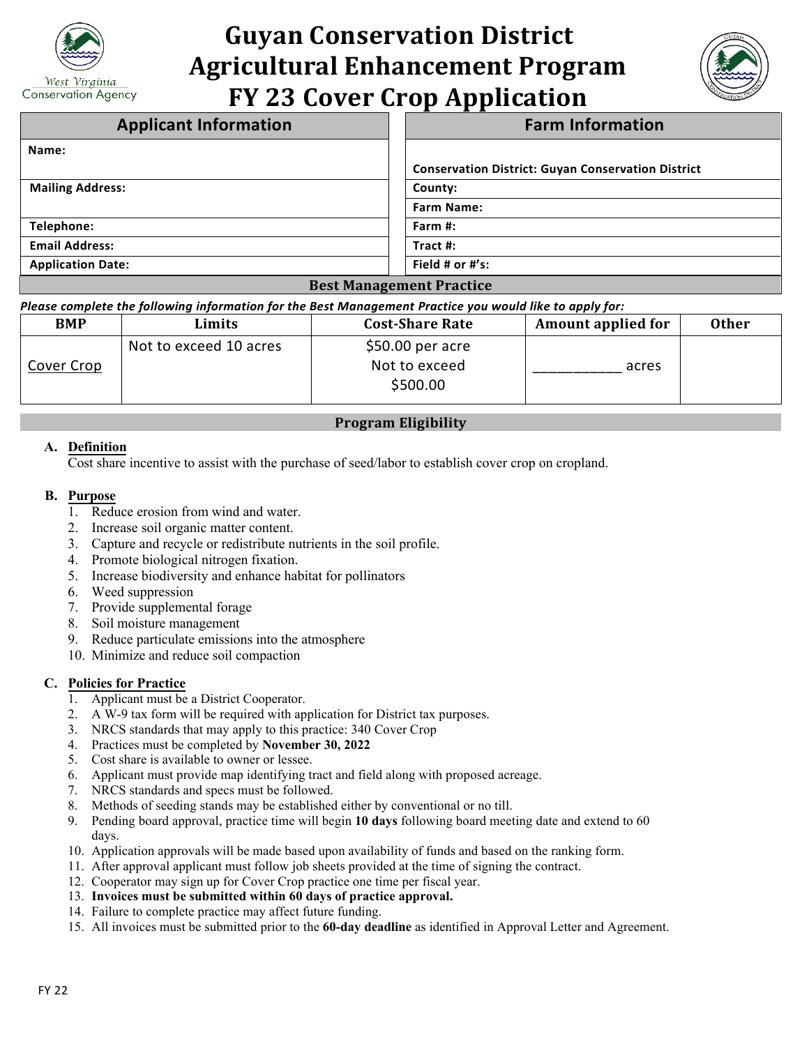# Guyan Conservation District Agricultural Enhancement Program FY 23 Cover Crop Application

| Applicant Information | Farm Information |
|---|---|
| **Name:** | **Conservation District: Guyan Conservation District** |
| **Mailing Address:** | **County:** |
| | **Farm Name:** |
| **Telephone:** | **Farm #:** |
| **Email Address:** | **Tract #:** |
| **Application Date:** | **Field # or #'s:** |

## Best Management Practice

***Please complete the following information for the Best Management Practice you would like to apply for:***

| BMP | Limits | Cost-Share Rate | Amount applied for | Other |
|---|---|---|---|---|
| Cover Crop | Not to exceed 10 acres | $50.00 per acre Not to exceed $500.00 | ___________ acres | |

## Program Eligibility

**A. Definition**

Cost share incentive to assist with the purchase of seed/labor to establish cover crop on cropland.

**B. Purpose**

1. Reduce erosion from wind and water.
2. Increase soil organic matter content.
3. Capture and recycle or redistribute nutrients in the soil profile.
4. Promote biological nitrogen fixation.
5. Increase biodiversity and enhance habitat for pollinators
6. Weed suppression
7. Provide supplemental forage
8. Soil moisture management
9. Reduce particulate emissions into the atmosphere
10. Minimize and reduce soil compaction

**C. Policies for Practice**

1. Applicant must be a District Cooperator.
2. A W-9 tax form will be required with application for District tax purposes.
3. NRCS standards that may apply to this practice: 340 Cover Crop
4. Practices must be completed by **November 30, 2022**
5. Cost share is available to owner or lessee.
6. Applicant must provide map identifying tract and field along with proposed acreage.
7. NRCS standards and specs must be followed.
8. Methods of seeding stands may be established either by conventional or no till.
9. Pending board approval, practice time will begin **10 days** following board meeting date and extend to 60 days.
10. Application approvals will be made based upon availability of funds and based on the ranking form.
11. After approval applicant must follow job sheets provided at the time of signing the contract.
12. Cooperator may sign up for Cover Crop practice one time per fiscal year.
13. **Invoices must be submitted within 60 days of practice approval.**
14. Failure to complete practice may affect future funding.
15. All invoices must be submitted prior to the **60-day deadline** as identified in Approval Letter and Agreement.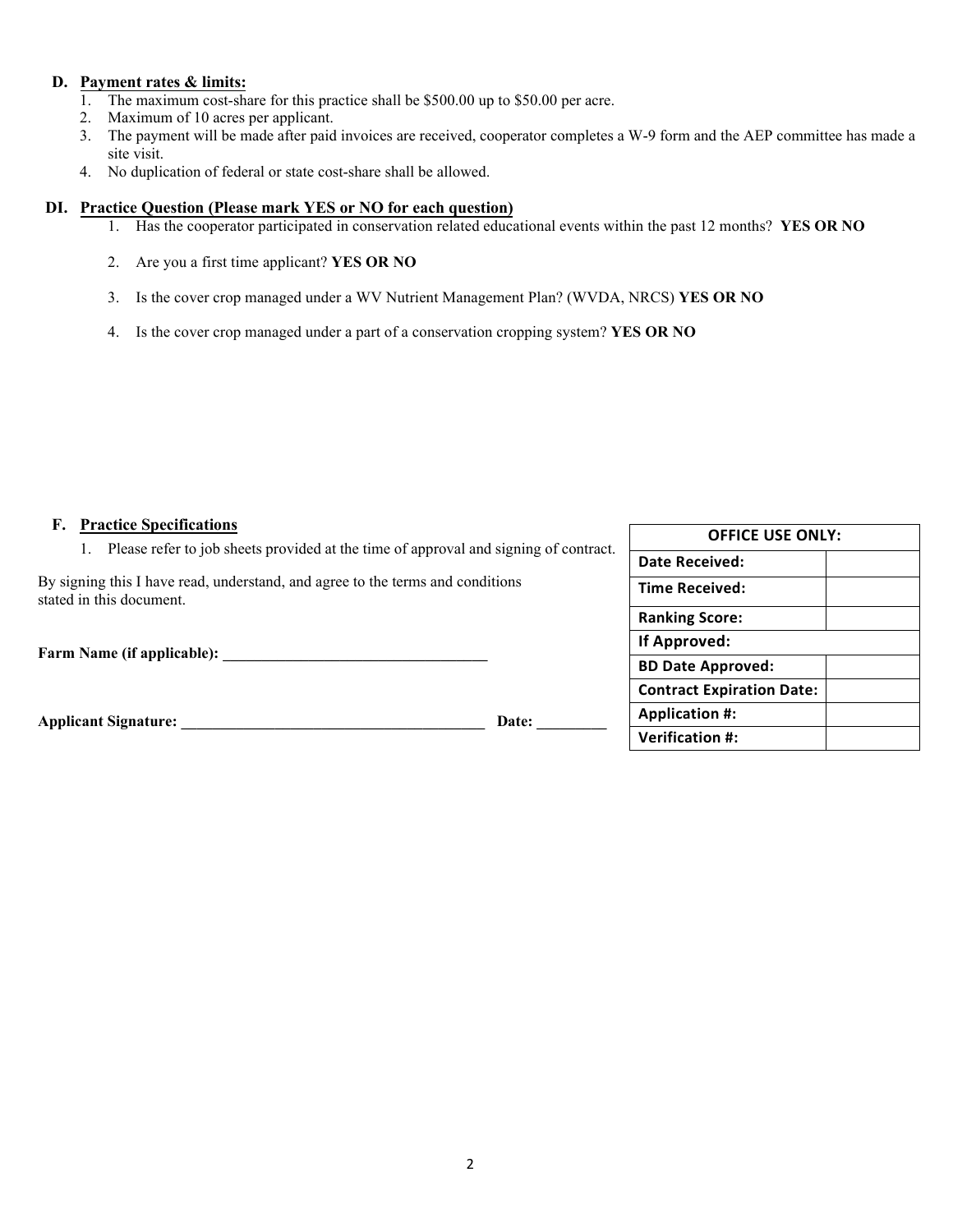**D. Payment rates & limits:**

1. The maximum cost-share for this practice shall be $500.00 up to $50.00 per acre.
2. Maximum of 10 acres per applicant.
3. The payment will be made after paid invoices are received, cooperator completes a W-9 form and the AEP committee has made a site visit.
4. No duplication of federal or state cost-share shall be allowed.

**DI. Practice Question (Please mark YES or NO for each question)**

1. Has the cooperator participated in conservation related educational events within the past 12 months? **YES OR NO**
2. Are you a first time applicant? **YES OR NO**
3. Is the cover crop managed under a WV Nutrient Management Plan? (WVDA, NRCS) **YES OR NO**
4. Is the cover crop managed under a part of a conservation cropping system? **YES OR NO**

**F. Practice Specifications**

1. Please refer to job sheets provided at the time of approval and signing of contract.

By signing this I have read, understand, and agree to the terms and conditions stated in this document.

**Farm Name (if applicable): ___________________________________**

**Applicant Signature: ________________________________________ Date: _________**

| OFFICE USE ONLY: | |
|---|---|
| **Date Received:** | |
| **Time Received:** | |
| **Ranking Score:** | |
| **If Approved:** | |
| **BD Date Approved:** | |
| **Contract Expiration Date:** | |
| **Application #:** | |
| **Verification #:** | |